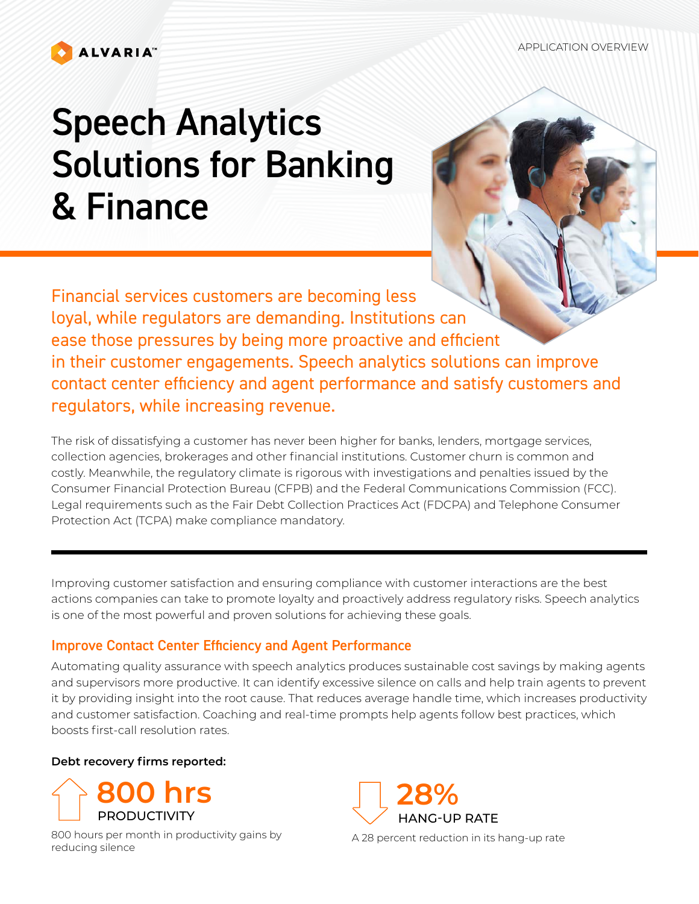ALVARIA™

APPLICATION OVERVIEW

# Speech Analytics Solutions for Banking & Finance

Financial services customers are becoming less loyal, while regulators are demanding. Institutions can ease those pressures by being more proactive and efficient in their customer engagements. Speech analytics solutions can improve contact center efficiency and agent performance and satisfy customers and regulators, while increasing revenue.

The risk of dissatisfying a customer has never been higher for banks, lenders, mortgage services, collection agencies, brokerages and other financial institutions. Customer churn is common and costly. Meanwhile, the regulatory climate is rigorous with investigations and penalties issued by the Consumer Financial Protection Bureau (CFPB) and the Federal Communications Commission (FCC). Legal requirements such as the Fair Debt Collection Practices Act (FDCPA) and Telephone Consumer Protection Act (TCPA) make compliance mandatory.

---

Improving customer satisfaction and ensuring compliance with customer interactions are the best actions companies can take to promote loyalty and proactively address regulatory risks. Speech analytics is one of the most powerful and proven solutions for achieving these goals.

## Improve Contact Center Efficiency and Agent Performance

Automating quality assurance with speech analytics produces sustainable cost savings by making agents and supervisors more productive. It can identify excessive silence on calls and help train agents to prevent it by providing insight into the root cause. That reduces average handle time, which increases productivity and customer satisfaction. Coaching and real-time prompts help agents follow best practices, which boosts first-call resolution rates.

**Debt recovery firms reported:**

**800 hrs**
PRODUCTIVITY
800 hours per month in productivity gains by reducing silence

**28%**
HANG-UP RATE
A 28 percent reduction in its hang-up rate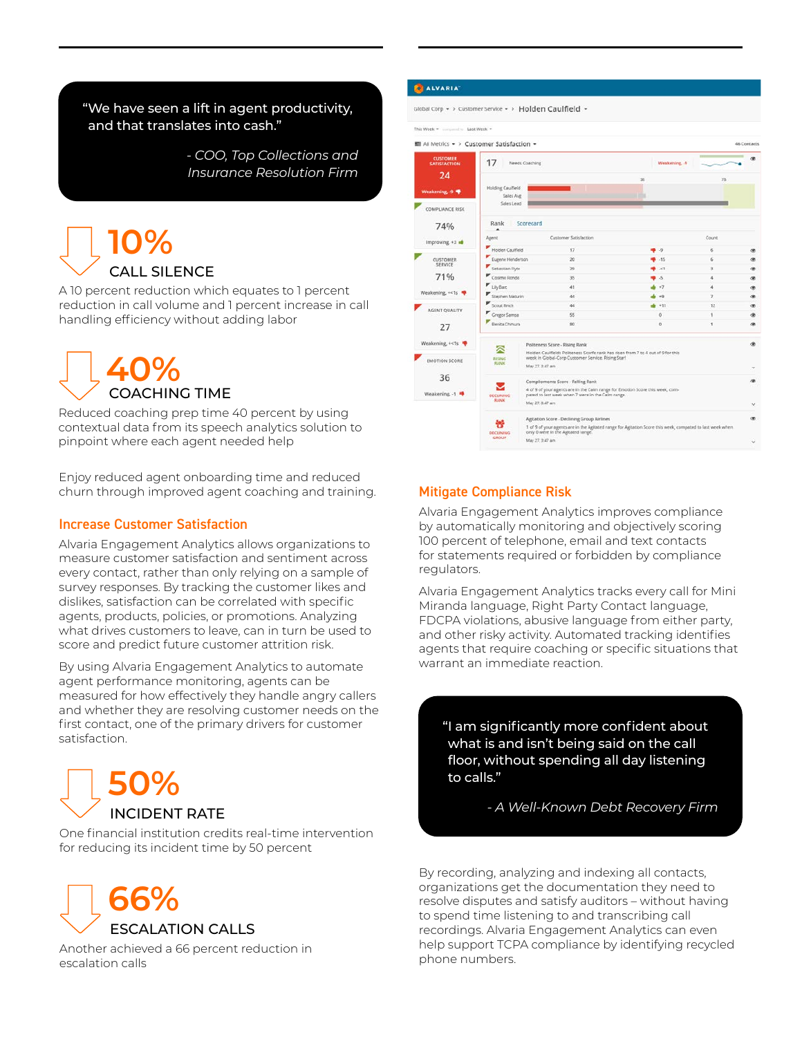> "We have seen a lift in agent productivity, and that translates into cash."
>
> *- COO, Top Collections and Insurance Resolution Firm*

## 10%

**CALL SILENCE**

A 10 percent reduction which equates to 1 percent reduction in call volume and 1 percent increase in call handling efficiency without adding labor

## 40%

**COACHING TIME**

Reduced coaching prep time 40 percent by using contextual data from its speech analytics solution to pinpoint where each agent needed help

Enjoy reduced agent onboarding time and reduced churn through improved agent coaching and training.

### Increase Customer Satisfaction

Alvaria Engagement Analytics allows organizations to measure customer satisfaction and sentiment across every contact, rather than only relying on a sample of survey responses. By tracking the customer likes and dislikes, satisfaction can be correlated with specific agents, products, policies, or promotions. Analyzing what drives customers to leave, can in turn be used to score and predict future customer attrition risk.

By using Alvaria Engagement Analytics to automate agent performance monitoring, agents can be measured for how effectively they handle angry callers and whether they are resolving customer needs on the first contact, one of the primary drivers for customer satisfaction.

## 50%

**INCIDENT RATE**

One financial institution credits real-time intervention for reducing its incident time by 50 percent

## 66%

**ESCALATION CALLS**

Another achieved a 66 percent reduction in escalation calls

### Mitigate Compliance Risk

Alvaria Engagement Analytics improves compliance by automatically monitoring and objectively scoring 100 percent of telephone, email and text contacts for statements required or forbidden by compliance regulators.

Alvaria Engagement Analytics tracks every call for Mini Miranda language, Right Party Contact language, FDCPA violations, abusive language from either party, and other risky activity. Automated tracking identifies agents that require coaching or specific situations that warrant an immediate reaction.

> "I am significantly more confident about what is and isn't being said on the call floor, without spending all day listening to calls."
>
> *- A Well-Known Debt Recovery Firm*

By recording, analyzing and indexing all contacts, organizations get the documentation they need to resolve disputes and satisfy auditors – without having to spend time listening to and transcribing call recordings. Alvaria Engagement Analytics can even help support TCPA compliance by identifying recycled phone numbers.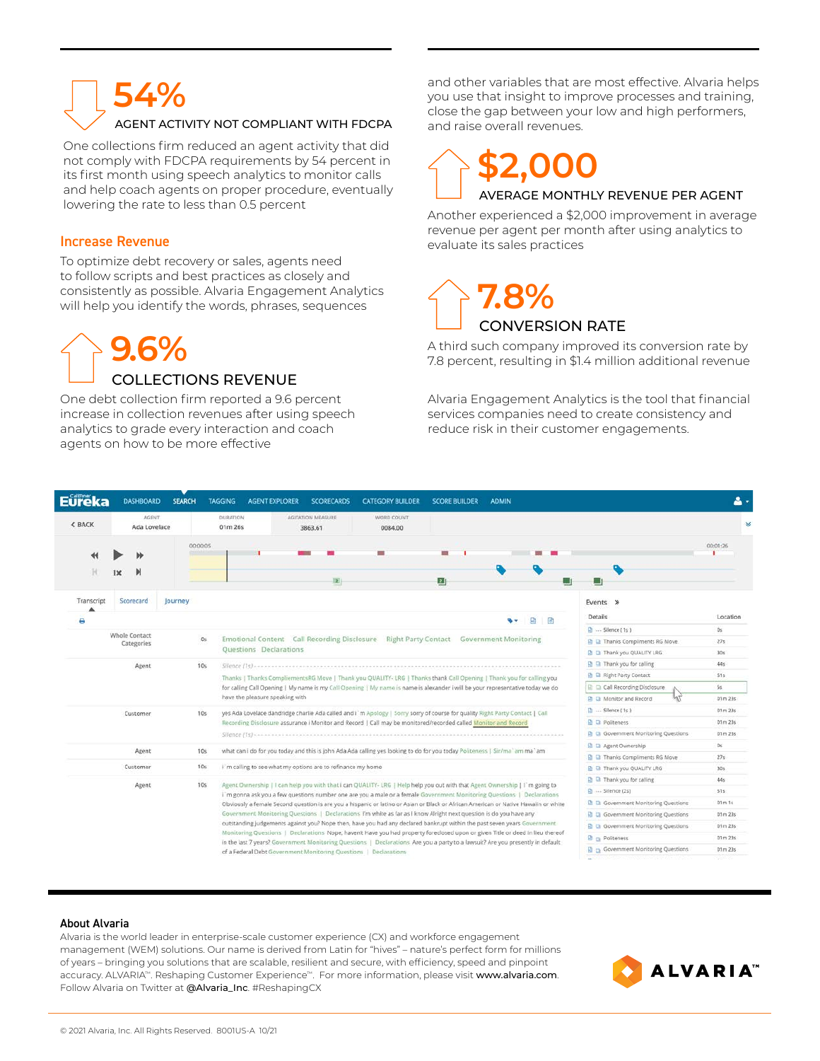# 54%

## AGENT ACTIVITY NOT COMPLIANT WITH FDCPA

One collections firm reduced an agent activity that did not comply with FDCPA requirements by 54 percent in its first month using speech analytics to monitor calls and help coach agents on proper procedure, eventually lowering the rate to less than 0.5 percent

### Increase Revenue

To optimize debt recovery or sales, agents need to follow scripts and best practices as closely and consistently as possible. Alvaria Engagement Analytics will help you identify the words, phrases, sequences and other variables that are most effective. Alvaria helps you use that insight to improve processes and training, close the gap between your low and high performers, and raise overall revenues.

# 9.6%

## COLLECTIONS REVENUE

One debt collection firm reported a 9.6 percent increase in collection revenues after using speech analytics to grade every interaction and coach agents on how to be more effective

# $2,000

## AVERAGE MONTHLY REVENUE PER AGENT

Another experienced a $2,000 improvement in average revenue per agent per month after using analytics to evaluate its sales practices

# 7.8%

## CONVERSION RATE

A third such company improved its conversion rate by 7.8 percent, resulting in $1.4 million additional revenue

Alvaria Engagement Analytics is the tool that financial services companies need to create consistency and reduce risk in their customer engagements.

### About Alvaria

Alvaria is the world leader in enterprise-scale customer experience (CX) and workforce engagement management (WEM) solutions. Our name is derived from Latin for "hives" – nature's perfect form for millions of years – bringing you solutions that are scalable, resilient and secure, with efficiency, speed and pinpoint accuracy. ALVARIA™. Reshaping Customer Experience™. For more information, please visit **www.alvaria.com**. Follow Alvaria on Twitter at **@Alvaria_Inc**. #ReshapingCX

© 2021 Alvaria, Inc. All Rights Reserved. 8001US-A 10/21